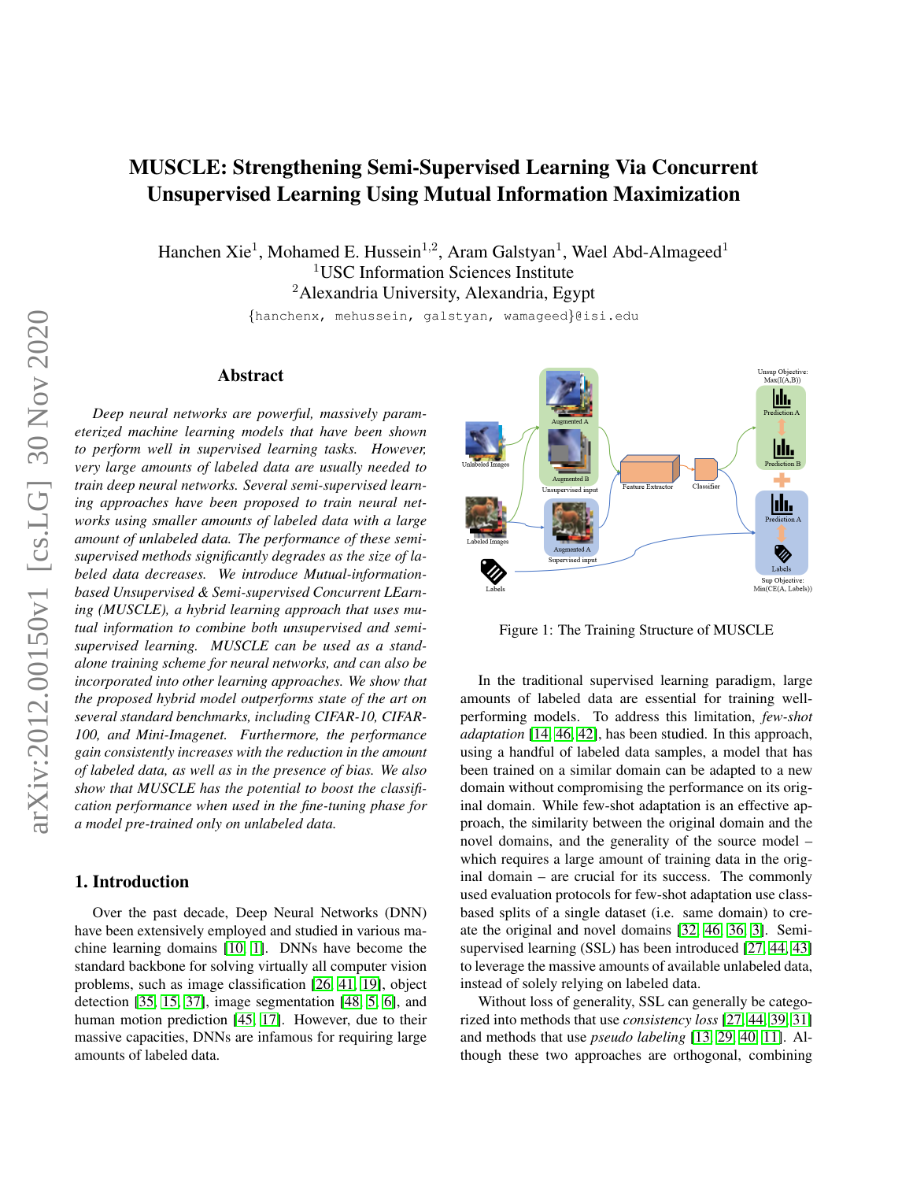# MUSCLE: Strengthening Semi-Supervised Learning Via Concurrent Unsupervised Learning Using Mutual Information Maximization

Hanchen Xie[1], Mohamed E. Hussein[1,2], Aram Galstyan[1], Wael Abd-Almageed[1]
[1]USC Information Sciences Institute
[2]Alexandria University, Alexandria, Egypt

{hanchenx, mehussein, galstyan, wamageed}@isi.edu

## Abstract

*Deep neural networks are powerful, massively parameterized machine learning models that have been shown to perform well in supervised learning tasks. However, very large amounts of labeled data are usually needed to train deep neural networks. Several semi-supervised learning approaches have been proposed to train neural networks using smaller amounts of labeled data with a large amount of unlabeled data. The performance of these semi-supervised methods significantly degrades as the size of labeled data decreases. We introduce Mutual-information-based Unsupervised & Semi-supervised Concurrent LEarning (MUSCLE), a hybrid learning approach that uses mutual information to combine both unsupervised and semi-supervised learning. MUSCLE can be used as a standalone training scheme for neural networks, and can also be incorporated into other learning approaches. We show that the proposed hybrid model outperforms state of the art on several standard benchmarks, including CIFAR-10, CIFAR-100, and Mini-Imagenet. Furthermore, the performance gain consistently increases with the reduction in the amount of labeled data, as well as in the presence of bias. We also show that MUSCLE has the potential to boost the classification performance when used in the fine-tuning phase for a model pre-trained only on unlabeled data.*

## 1. Introduction

Over the past decade, Deep Neural Networks (DNN) have been extensively employed and studied in various machine learning domains [10, 1]. DNNs have become the standard backbone for solving virtually all computer vision problems, such as image classification [26, 41, 19], object detection [35, 15, 37], image segmentation [48, 5, 6], and human motion prediction [45, 17]. However, due to their massive capacities, DNNs are infamous for requiring large amounts of labeled data.

Figure 1: The Training Structure of MUSCLE

In the traditional supervised learning paradigm, large amounts of labeled data are essential for training well-performing models. To address this limitation, *few-shot adaptation* [14, 46, 42], has been studied. In this approach, using a handful of labeled data samples, a model that has been trained on a similar domain can be adapted to a new domain without compromising the performance on its original domain. While few-shot adaptation is an effective approach, the similarity between the original domain and the novel domains, and the generality of the source model – which requires a large amount of training data in the original domain – are crucial for its success. The commonly used evaluation protocols for few-shot adaptation use class-based splits of a single dataset (i.e. same domain) to create the original and novel domains [32, 46, 36, 3]. Semi-supervised learning (SSL) has been introduced [27, 44, 43] to leverage the massive amounts of available unlabeled data, instead of solely relying on labeled data.

Without loss of generality, SSL can generally be categorized into methods that use *consistency loss* [27, 44, 39, 31] and methods that use *pseudo labeling* [13, 29, 40, 11]. Although these two approaches are orthogonal, combining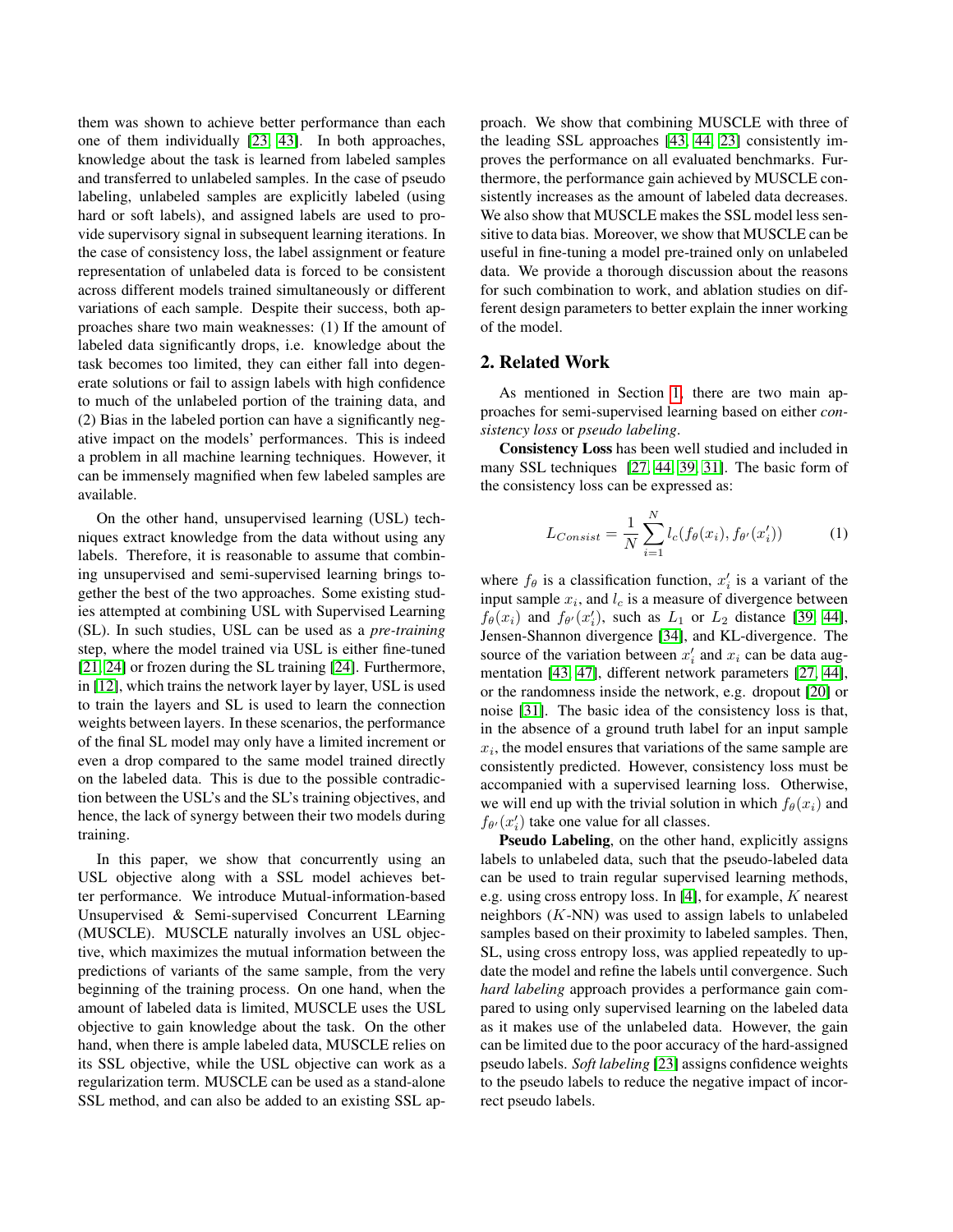them was shown to achieve better performance than each one of them individually [23, 43]. In both approaches, knowledge about the task is learned from labeled samples and transferred to unlabeled samples. In the case of pseudo labeling, unlabeled samples are explicitly labeled (using hard or soft labels), and assigned labels are used to provide supervisory signal in subsequent learning iterations. In the case of consistency loss, the label assignment or feature representation of unlabeled data is forced to be consistent across different models trained simultaneously or different variations of each sample. Despite their success, both approaches share two main weaknesses: (1) If the amount of labeled data significantly drops, i.e. knowledge about the task becomes too limited, they can either fall into degenerate solutions or fail to assign labels with high confidence to much of the unlabeled portion of the training data, and (2) Bias in the labeled portion can have a significantly negative impact on the models' performances. This is indeed a problem in all machine learning techniques. However, it can be immensely magnified when few labeled samples are available.

On the other hand, unsupervised learning (USL) techniques extract knowledge from the data without using any labels. Therefore, it is reasonable to assume that combining unsupervised and semi-supervised learning brings together the best of the two approaches. Some existing studies attempted at combining USL with Supervised Learning (SL). In such studies, USL can be used as a *pre-training* step, where the model trained via USL is either fine-tuned [21, 24] or frozen during the SL training [24]. Furthermore, in [12], which trains the network layer by layer, USL is used to train the layers and SL is used to learn the connection weights between layers. In these scenarios, the performance of the final SL model may only have a limited increment or even a drop compared to the same model trained directly on the labeled data. This is due to the possible contradiction between the USL's and the SL's training objectives, and hence, the lack of synergy between their two models during training.

In this paper, we show that concurrently using an USL objective along with a SSL model achieves better performance. We introduce Mutual-information-based Unsupervised & Semi-supervised Concurrent LEarning (MUSCLE). MUSCLE naturally involves an USL objective, which maximizes the mutual information between the predictions of variants of the same sample, from the very beginning of the training process. On one hand, when the amount of labeled data is limited, MUSCLE uses the USL objective to gain knowledge about the task. On the other hand, when there is ample labeled data, MUSCLE relies on its SSL objective, while the USL objective can work as a regularization term. MUSCLE can be used as a stand-alone SSL method, and can also be added to an existing SSL approach. We show that combining MUSCLE with three of the leading SSL approaches [43, 44, 23] consistently improves the performance on all evaluated benchmarks. Furthermore, the performance gain achieved by MUSCLE consistently increases as the amount of labeled data decreases. We also show that MUSCLE makes the SSL model less sensitive to data bias. Moreover, we show that MUSCLE can be useful in fine-tuning a model pre-trained only on unlabeled data. We provide a thorough discussion about the reasons for such combination to work, and ablation studies on different design parameters to better explain the inner working of the model.

## 2. Related Work

As mentioned in Section 1, there are two main approaches for semi-supervised learning based on either *consistency loss* or *pseudo labeling*.

**Consistency Loss** has been well studied and included in many SSL techniques [27, 44, 39, 31]. The basic form of the consistency loss can be expressed as:

$$L_{Consist} = \frac{1}{N}\sum_{i=1}^{N} l_c(f_\theta(x_i), f_{\theta'}(x_i')) \tag{1}$$

where $f_\theta$ is a classification function, $x_i'$ is a variant of the input sample $x_i$, and $l_c$ is a measure of divergence between $f_\theta(x_i)$ and $f_{\theta'}(x_i')$, such as $L_1$ or $L_2$ distance [39, 44], Jensen-Shannon divergence [34], and KL-divergence. The source of the variation between $x_i'$ and $x_i$ can be data augmentation [43, 47], different network parameters [27, 44], or the randomness inside the network, e.g. dropout [20] or noise [31]. The basic idea of the consistency loss is that, in the absence of a ground truth label for an input sample $x_i$, the model ensures that variations of the same sample are consistently predicted. However, consistency loss must be accompanied with a supervised learning loss. Otherwise, we will end up with the trivial solution in which $f_\theta(x_i)$ and $f_{\theta'}(x_i')$ take one value for all classes.

**Pseudo Labeling**, on the other hand, explicitly assigns labels to unlabeled data, such that the pseudo-labeled data can be used to train regular supervised learning methods, e.g. using cross entropy loss. In [4], for example, $K$ nearest neighbors ($K$-NN) was used to assign labels to unlabeled samples based on their proximity to labeled samples. Then, SL, using cross entropy loss, was applied repeatedly to update the model and refine the labels until convergence. Such *hard labeling* approach provides a performance gain compared to using only supervised learning on the labeled data as it makes use of the unlabeled data. However, the gain can be limited due to the poor accuracy of the hard-assigned pseudo labels. *Soft labeling* [23] assigns confidence weights to the pseudo labels to reduce the negative impact of incorrect pseudo labels.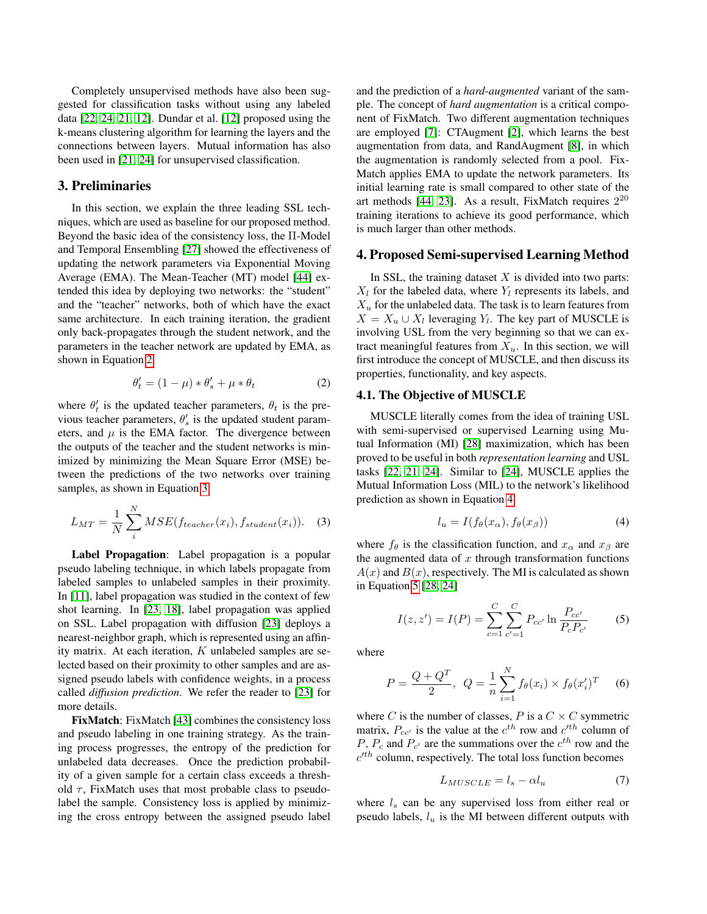Completely unsupervised methods have also been suggested for classification tasks without using any labeled data [22, 24, 21, 12]. Dundar et al. [12] proposed using the k-means clustering algorithm for learning the layers and the connections between layers. Mutual information has also been used in [21, 24] for unsupervised classification.

## 3. Preliminaries

In this section, we explain the three leading SSL techniques, which are used as baseline for our proposed method. Beyond the basic idea of the consistency loss, the Π-Model and Temporal Ensembling [27] showed the effectiveness of updating the network parameters via Exponential Moving Average (EMA). The Mean-Teacher (MT) model [44] extended this idea by deploying two networks: the "student" and the "teacher" networks, both of which have the exact same architecture. In each training iteration, the gradient only back-propagates through the student network, and the parameters in the teacher network are updated by EMA, as shown in Equation 2.

$$\theta'_t = (1 - \mu) * \theta'_s + \mu * \theta_t \tag{2}$$

where $\theta'_t$ is the updated teacher parameters, $\theta_t$ is the previous teacher parameters, $\theta'_s$ is the updated student parameters, and $\mu$ is the EMA factor. The divergence between the outputs of the teacher and the student networks is minimized by minimizing the Mean Square Error (MSE) between the predictions of the two networks over training samples, as shown in Equation 3.

$$L_{MT} = \frac{1}{N}\sum_{i}^{N} MSE(f_{teacher}(x_i), f_{student}(x_i)). \tag{3}$$

**Label Propagation**: Label propagation is a popular pseudo labeling technique, in which labels propagate from labeled samples to unlabeled samples in their proximity. In [11], label propagation was studied in the context of few shot learning. In [23, 18], label propagation was applied on SSL. Label propagation with diffusion [23] deploys a nearest-neighbor graph, which is represented using an affinity matrix. At each iteration, $K$ unlabeled samples are selected based on their proximity to other samples and are assigned pseudo labels with confidence weights, in a process called *diffusion prediction*. We refer the reader to [23] for more details.

**FixMatch**: FixMatch [43] combines the consistency loss and pseudo labeling in one training strategy. As the training process progresses, the entropy of the prediction for unlabeled data decreases. Once the prediction probability of a given sample for a certain class exceeds a threshold $\tau$, FixMatch uses that most probable class to pseudo-label the sample. Consistency loss is applied by minimizing the cross entropy between the assigned pseudo label and the prediction of a *hard-augmented* variant of the sample. The concept of *hard augmentation* is a critical component of FixMatch. Two different augmentation techniques are employed [7]: CTAugment [2], which learns the best augmentation from data, and RandAugment [8], in which the augmentation is randomly selected from a pool. FixMatch applies EMA to update the network parameters. Its initial learning rate is small compared to other state of the art methods [44, 23]. As a result, FixMatch requires $2^{20}$ training iterations to achieve its good performance, which is much larger than other methods.

## 4. Proposed Semi-supervised Learning Method

In SSL, the training dataset $X$ is divided into two parts: $X_l$ for the labeled data, where $Y_l$ represents its labels, and $X_u$ for the unlabeled data. The task is to learn features from $X = X_u \cup X_l$ leveraging $Y_l$. The key part of MUSCLE is involving USL from the very beginning so that we can extract meaningful features from $X_u$. In this section, we will first introduce the concept of MUSCLE, and then discuss its properties, functionality, and key aspects.

### 4.1. The Objective of MUSCLE

MUSCLE literally comes from the idea of training USL with semi-supervised or supervised Learning using Mutual Information (MI) [28] maximization, which has been proved to be useful in both *representation learning* and USL tasks [22, 21, 24]. Similar to [24], MUSCLE applies the Mutual Information Loss (MIL) to the network's likelihood prediction as shown in Equation 4.

$$l_u = I(f_\theta(x_\alpha), f_\theta(x_\beta)) \tag{4}$$

where $f_\theta$ is the classification function, and $x_\alpha$ and $x_\beta$ are the augmented data of $x$ through transformation functions $A(x)$ and $B(x)$, respectively. The MI is calculated as shown in Equation 5 [28, 24]

$$I(z, z') = I(P) = \sum_{c=1}^{C}\sum_{c'=1}^{C} P_{cc'} \ln \frac{P_{cc'}}{P_c P_{c'}} \tag{5}$$

where

$$P = \frac{Q + Q^T}{2}, \;\; Q = \frac{1}{n}\sum_{i=1}^{N} f_\theta(x_i) \times f_\theta(x'_i)^T \tag{6}$$

where $C$ is the number of classes, $P$ is a $C \times C$ symmetric matrix, $P_{cc'}$ is the value at the $c^{th}$ row and $c'^{th}$ column of $P$, $P_c$ and $P_{c'}$ are the summations over the $c^{th}$ row and the $c'^{th}$ column, respectively. The total loss function becomes

$$L_{MUSCLE} = l_s - \alpha l_u \tag{7}$$

where $l_s$ can be any supervised loss from either real or pseudo labels, $l_u$ is the MI between different outputs with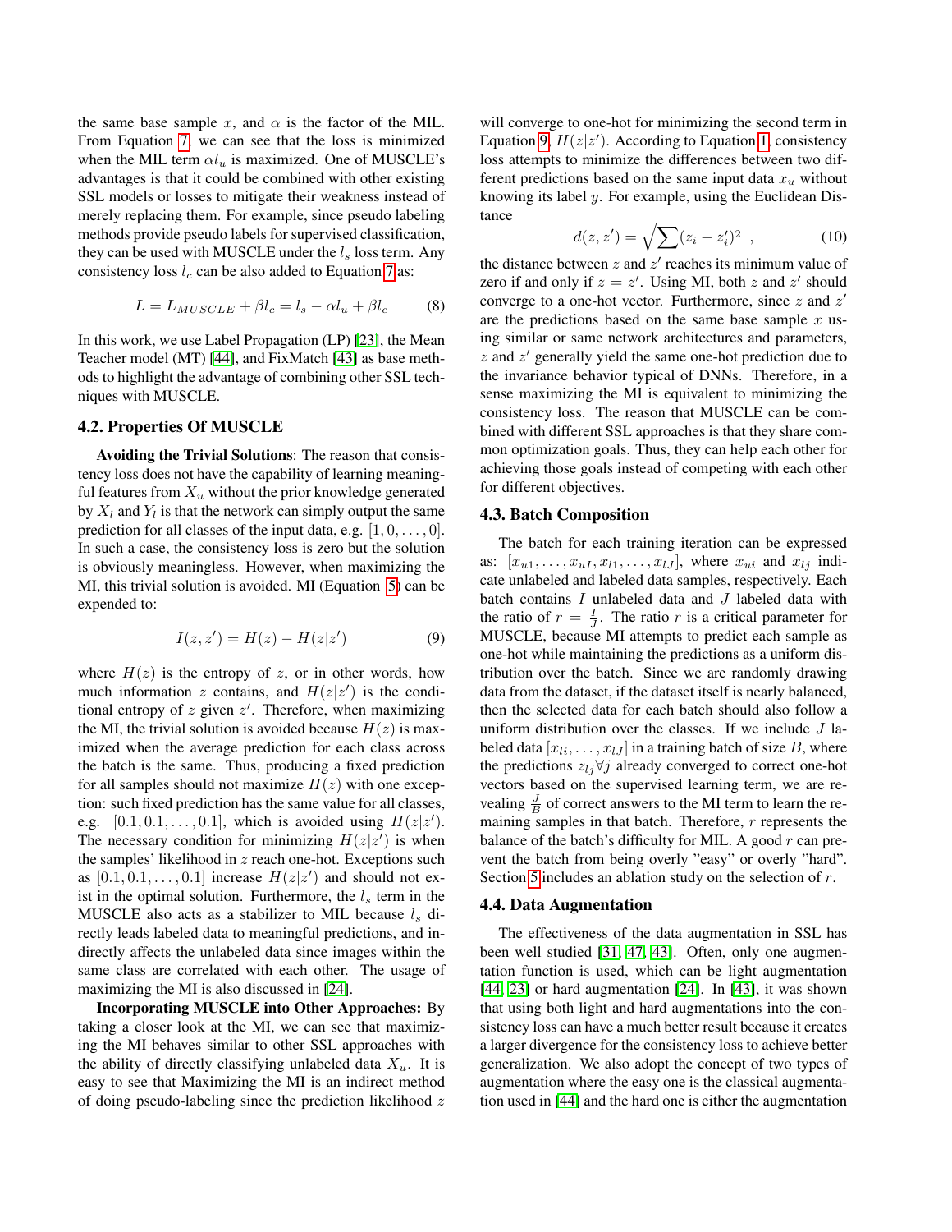the same base sample $x$, and $\alpha$ is the factor of the MIL. From Equation 7, we can see that the loss is minimized when the MIL term $\alpha l_u$ is maximized. One of MUSCLE's advantages is that it could be combined with other existing SSL models or losses to mitigate their weakness instead of merely replacing them. For example, since pseudo labeling methods provide pseudo labels for supervised classification, they can be used with MUSCLE under the $l_s$ loss term. Any consistency loss $l_c$ can be also added to Equation 7 as:

$$L = L_{MUSCLE} + \beta l_c = l_s - \alpha l_u + \beta l_c \tag{8}$$

In this work, we use Label Propagation (LP) [23], the Mean Teacher model (MT) [44], and FixMatch [43] as base methods to highlight the advantage of combining other SSL techniques with MUSCLE.

## 4.2. Properties Of MUSCLE

**Avoiding the Trivial Solutions**: The reason that consistency loss does not have the capability of learning meaningful features from $X_u$ without the prior knowledge generated by $X_l$ and $Y_l$ is that the network can simply output the same prediction for all classes of the input data, e.g. $[1, 0, \dots, 0]$. In such a case, the consistency loss is zero but the solution is obviously meaningless. However, when maximizing the MI, this trivial solution is avoided. MI (Equation 5) can be expended to:

$$I(z, z') = H(z) - H(z|z') \tag{9}$$

where $H(z)$ is the entropy of $z$, or in other words, how much information $z$ contains, and $H(z|z')$ is the conditional entropy of $z$ given $z'$. Therefore, when maximizing the MI, the trivial solution is avoided because $H(z)$ is maximized when the average prediction for each class across the batch is the same. Thus, producing a fixed prediction for all samples should not maximize $H(z)$ with one exception: such fixed prediction has the same value for all classes, e.g. $[0.1, 0.1, \dots, 0.1]$, which is avoided using $H(z|z')$. The necessary condition for minimizing $H(z|z')$ is when the samples' likelihood in $z$ reach one-hot. Exceptions such as $[0.1, 0.1, \dots, 0.1]$ increase $H(z|z')$ and should not exist in the optimal solution. Furthermore, the $l_s$ term in the MUSCLE also acts as a stabilizer to MIL because $l_s$ directly leads labeled data to meaningful predictions, and indirectly affects the unlabeled data since images within the same class are correlated with each other. The usage of maximizing the MI is also discussed in [24].

**Incorporating MUSCLE into Other Approaches:** By taking a closer look at the MI, we can see that maximizing the MI behaves similar to other SSL approaches with the ability of directly classifying unlabeled data $X_u$. It is easy to see that Maximizing the MI is an indirect method of doing pseudo-labeling since the prediction likelihood $z$ will converge to one-hot for minimizing the second term in Equation 9, $H(z|z')$. According to Equation 1, consistency loss attempts to minimize the differences between two different predictions based on the same input data $x_u$ without knowing its label $y$. For example, using the Euclidean Distance

$$d(z, z') = \sqrt{\sum (z_i - z_i')^2} \ , \tag{10}$$

the distance between $z$ and $z'$ reaches its minimum value of zero if and only if $z = z'$. Using MI, both $z$ and $z'$ should converge to a one-hot vector. Furthermore, since $z$ and $z'$ are the predictions based on the same base sample $x$ using similar or same network architectures and parameters, $z$ and $z'$ generally yield the same one-hot prediction due to the invariance behavior typical of DNNs. Therefore, in a sense maximizing the MI is equivalent to minimizing the consistency loss. The reason that MUSCLE can be combined with different SSL approaches is that they share common optimization goals. Thus, they can help each other for achieving those goals instead of competing with each other for different objectives.

## 4.3. Batch Composition

The batch for each training iteration can be expressed as: $[x_{u1}, \dots, x_{uI}, x_{l1}, \dots, x_{lJ}]$, where $x_{ui}$ and $x_{lj}$ indicate unlabeled and labeled data samples, respectively. Each batch contains $I$ unlabeled data and $J$ labeled data with the ratio of $r = \frac{I}{J}$. The ratio $r$ is a critical parameter for MUSCLE, because MI attempts to predict each sample as one-hot while maintaining the predictions as a uniform distribution over the batch. Since we are randomly drawing data from the dataset, if the dataset itself is nearly balanced, then the selected data for each batch should also follow a uniform distribution over the classes. If we include $J$ labeled data $[x_{li}, \dots, x_{lJ}]$ in a training batch of size $B$, where the predictions $z_{lj} \forall j$ already converged to correct one-hot vectors based on the supervised learning term, we are revealing $\frac{J}{B}$ of correct answers to the MI term to learn the remaining samples in that batch. Therefore, $r$ represents the balance of the batch's difficulty for MIL. A good $r$ can prevent the batch from being overly "easy" or overly "hard". Section 5 includes an ablation study on the selection of $r$.

## 4.4. Data Augmentation

The effectiveness of the data augmentation in SSL has been well studied [31, 47, 43]. Often, only one augmentation function is used, which can be light augmentation [44, 23] or hard augmentation [24]. In [43], it was shown that using both light and hard augmentations into the consistency loss can have a much better result because it creates a larger divergence for the consistency loss to achieve better generalization. We also adopt the concept of two types of augmentation where the easy one is the classical augmentation used in [44] and the hard one is either the augmentation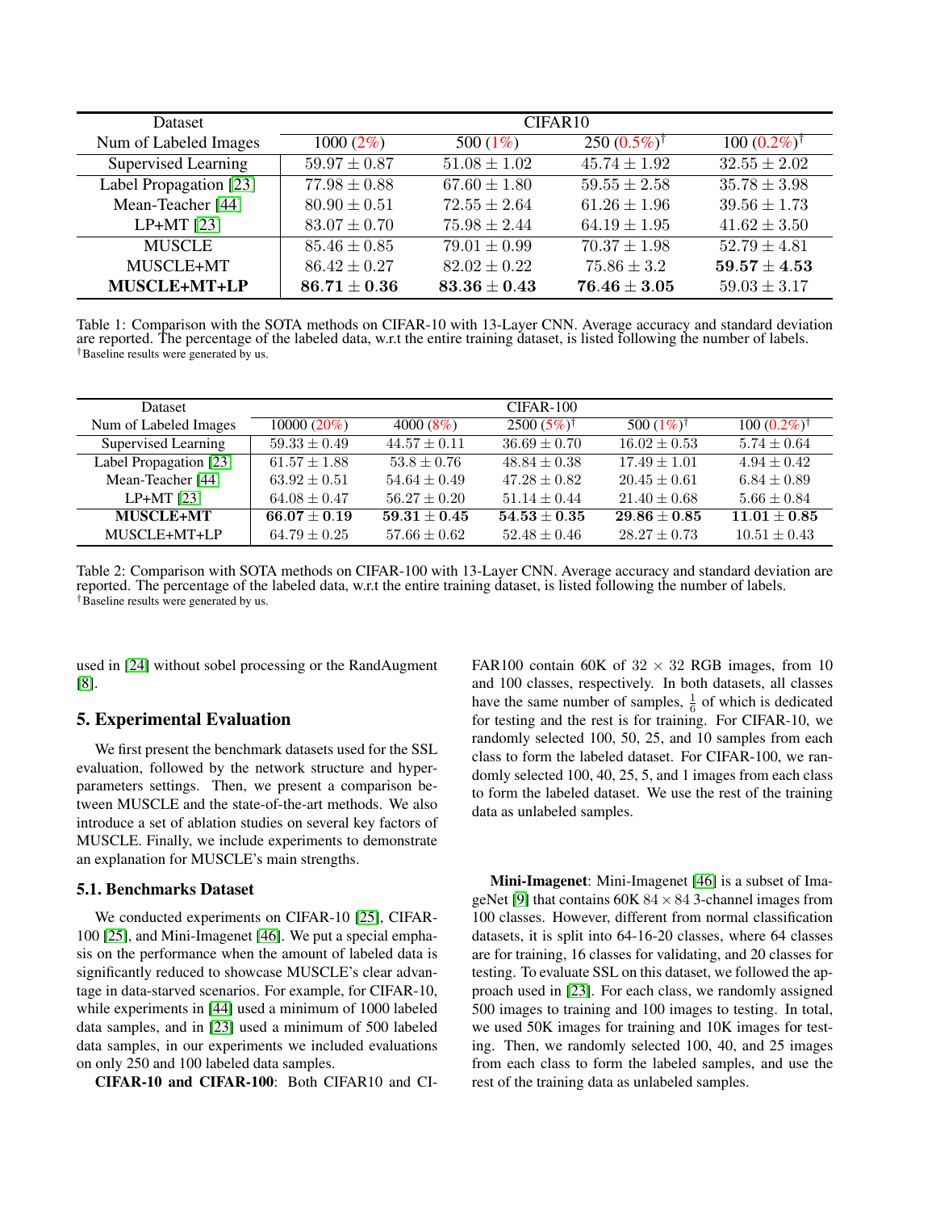| Dataset | CIFAR10 | | | |
|---|---|---|---|---|
| Num of Labeled Images | 1000 (2%) | 500 (1%) | 250 (0.5%)[†] | 100 (0.2%)[†] |
| Supervised Learning | $59.97 \pm 0.87$ | $51.08 \pm 1.02$ | $45.74 \pm 1.92$ | $32.55 \pm 2.02$ |
| Label Propagation [23] | $77.98 \pm 0.88$ | $67.60 \pm 1.80$ | $59.55 \pm 2.58$ | $35.78 \pm 3.98$ |
| Mean-Teacher [44] | $80.90 \pm 0.51$ | $72.55 \pm 2.64$ | $61.26 \pm 1.96$ | $39.56 \pm 1.73$ |
| LP+MT [23] | $83.07 \pm 0.70$ | $75.98 \pm 2.44$ | $64.19 \pm 1.95$ | $41.62 \pm 3.50$ |
| MUSCLE | $85.46 \pm 0.85$ | $79.01 \pm 0.99$ | $70.37 \pm 1.98$ | $52.79 \pm 4.81$ |
| MUSCLE+MT | $86.42 \pm 0.27$ | $82.02 \pm 0.22$ | $75.86 \pm 3.2$ | $\mathbf{59.57 \pm 4.53}$ |
| **MUSCLE+MT+LP** | $\mathbf{86.71 \pm 0.36}$ | $\mathbf{83.36 \pm 0.43}$ | $\mathbf{76.46 \pm 3.05}$ | $59.03 \pm 3.17$ |

Table 1: Comparison with the SOTA methods on CIFAR-10 with 13-Layer CNN. Average accuracy and standard deviation are reported. The percentage of the labeled data, w.r.t the entire training dataset, is listed following the number of labels.
[†]Baseline results were generated by us.

| Dataset | CIFAR-100 | | | | |
|---|---|---|---|---|---|
| Num of Labeled Images | 10000 (20%) | 4000 (8%) | 2500 (5%)[†] | 500 (1%)[†] | 100 (0.2%)[†] |
| Supervised Learning | $59.33 \pm 0.49$ | $44.57 \pm 0.11$ | $36.69 \pm 0.70$ | $16.02 \pm 0.53$ | $5.74 \pm 0.64$ |
| Label Propagation [23] | $61.57 \pm 1.88$ | $53.8 \pm 0.76$ | $48.84 \pm 0.38$ | $17.49 \pm 1.01$ | $4.94 \pm 0.42$ |
| Mean-Teacher [44] | $63.92 \pm 0.51$ | $54.64 \pm 0.49$ | $47.28 \pm 0.82$ | $20.45 \pm 0.61$ | $6.84 \pm 0.89$ |
| LP+MT [23] | $64.08 \pm 0.47$ | $56.27 \pm 0.20$ | $51.14 \pm 0.44$ | $21.40 \pm 0.68$ | $5.66 \pm 0.84$ |
| **MUSCLE+MT** | $\mathbf{66.07 \pm 0.19}$ | $\mathbf{59.31 \pm 0.45}$ | $\mathbf{54.53 \pm 0.35}$ | $\mathbf{29.86 \pm 0.85}$ | $\mathbf{11.01 \pm 0.85}$ |
| MUSCLE+MT+LP | $64.79 \pm 0.25$ | $57.66 \pm 0.62$ | $52.48 \pm 0.46$ | $28.27 \pm 0.73$ | $10.51 \pm 0.43$ |

Table 2: Comparison with SOTA methods on CIFAR-100 with 13-Layer CNN. Average accuracy and standard deviation are reported. The percentage of the labeled data, w.r.t the entire training dataset, is listed following the number of labels.
[†]Baseline results were generated by us.

used in [24] without sobel processing or the RandAugment [8].

## 5. Experimental Evaluation

We first present the benchmark datasets used for the SSL evaluation, followed by the network structure and hyper-parameters settings. Then, we present a comparison between MUSCLE and the state-of-the-art methods. We also introduce a set of ablation studies on several key factors of MUSCLE. Finally, we include experiments to demonstrate an explanation for MUSCLE's main strengths.

### 5.1. Benchmarks Dataset

We conducted experiments on CIFAR-10 [25], CIFAR-100 [25], and Mini-Imagenet [46]. We put a special emphasis on the performance when the amount of labeled data is significantly reduced to showcase MUSCLE's clear advantage in data-starved scenarios. For example, for CIFAR-10, while experiments in [44] used a minimum of 1000 labeled data samples, and in [23] used a minimum of 500 labeled data samples, in our experiments we included evaluations on only 250 and 100 labeled data samples.

**CIFAR-10 and CIFAR-100**: Both CIFAR10 and CIFAR100 contain 60K of $32 \times 32$ RGB images, from 10 and 100 classes, respectively. In both datasets, all classes have the same number of samples, $\frac{1}{6}$ of which is dedicated for testing and the rest is for training. For CIFAR-10, we randomly selected 100, 50, 25, and 10 samples from each class to form the labeled dataset. For CIFAR-100, we randomly selected 100, 40, 25, 5, and 1 images from each class to form the labeled dataset. We use the rest of the training data as unlabeled samples.

**Mini-Imagenet**: Mini-Imagenet [46] is a subset of ImageNet [9] that contains 60K $84 \times 84$ 3-channel images from 100 classes. However, different from normal classification datasets, it is split into 64-16-20 classes, where 64 classes are for training, 16 classes for validating, and 20 classes for testing. To evaluate SSL on this dataset, we followed the approach used in [23]. For each class, we randomly assigned 500 images to training and 100 images to testing. In total, we used 50K images for training and 10K images for testing. Then, we randomly selected 100, 40, and 25 images from each class to form the labeled samples, and use the rest of the training data as unlabeled samples.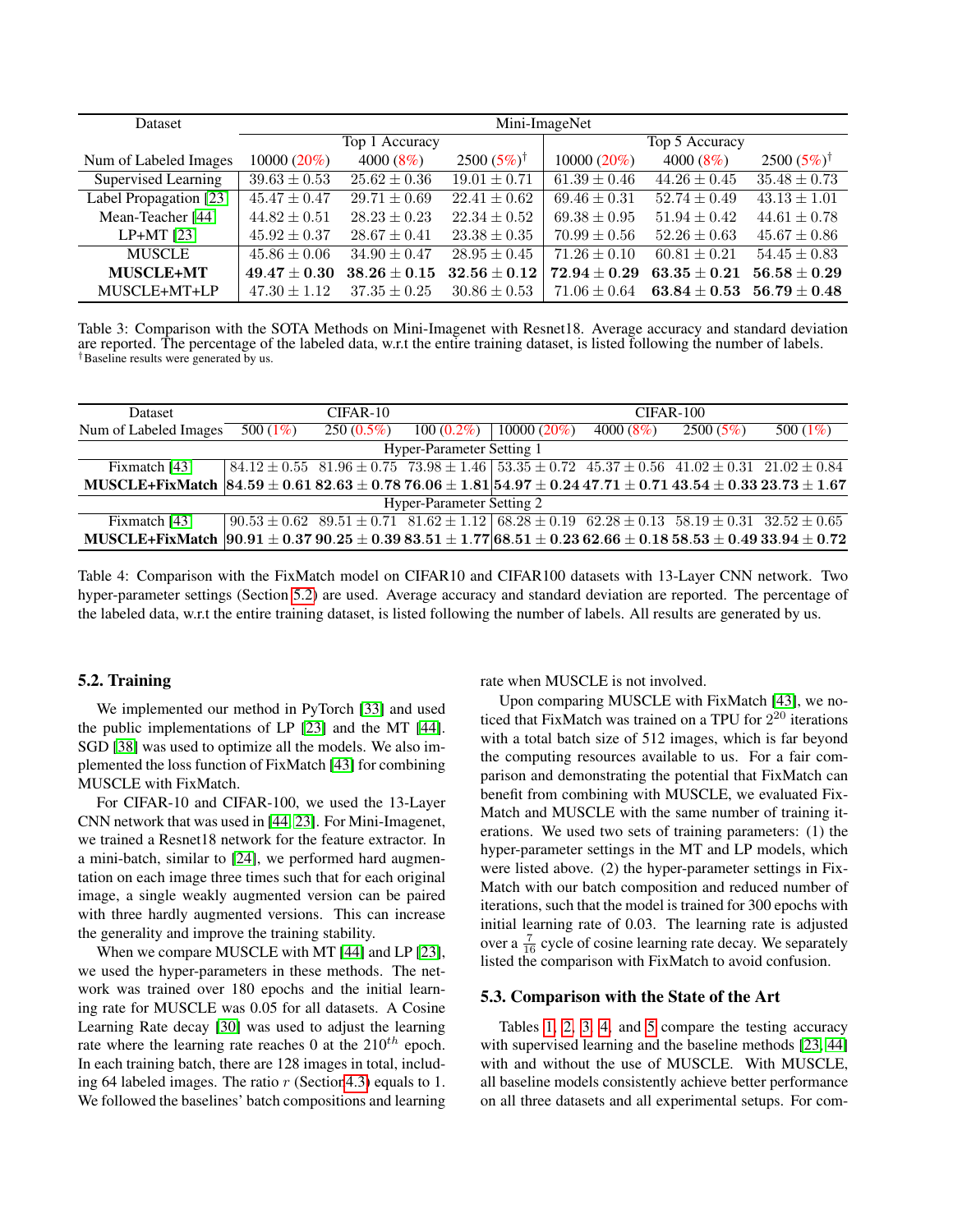| Dataset | Mini-ImageNet | | | | | |
|---|---|---|---|---|---|---|
| | Top 1 Accuracy | | | Top 5 Accuracy | | |
| Num of Labeled Images | 10000 (20%) | 4000 (8%) | 2500 (5%)[†] | 10000 (20%) | 4000 (8%) | 2500 (5%)[†] |
| Supervised Learning | $39.63 \pm 0.53$ | $25.62 \pm 0.36$ | $19.01 \pm 0.71$ | $61.39 \pm 0.46$ | $44.26 \pm 0.45$ | $35.48 \pm 0.73$ |
| Label Propagation [23] | $45.47 \pm 0.47$ | $29.71 \pm 0.69$ | $22.41 \pm 0.62$ | $69.46 \pm 0.31$ | $52.74 \pm 0.49$ | $43.13 \pm 1.01$ |
| Mean-Teacher [44] | $44.82 \pm 0.51$ | $28.23 \pm 0.23$ | $22.34 \pm 0.52$ | $69.38 \pm 0.95$ | $51.94 \pm 0.42$ | $44.61 \pm 0.78$ |
| LP+MT [23] | $45.92 \pm 0.37$ | $28.67 \pm 0.41$ | $23.38 \pm 0.35$ | $70.99 \pm 0.56$ | $52.26 \pm 0.63$ | $45.67 \pm 0.86$ |
| MUSCLE | $45.86 \pm 0.06$ | $34.90 \pm 0.47$ | $28.95 \pm 0.45$ | $71.26 \pm 0.10$ | $60.81 \pm 0.21$ | $54.45 \pm 0.83$ |
| **MUSCLE+MT** | $\mathbf{49.47 \pm 0.30}$ | $\mathbf{38.26 \pm 0.15}$ | $\mathbf{32.56 \pm 0.12}$ | $\mathbf{72.94 \pm 0.29}$ | $\mathbf{63.35 \pm 0.21}$ | $\mathbf{56.58 \pm 0.29}$ |
| MUSCLE+MT+LP | $47.30 \pm 1.12$ | $37.35 \pm 0.25$ | $30.86 \pm 0.53$ | $71.06 \pm 0.64$ | $\mathbf{63.84 \pm 0.53}$ | $\mathbf{56.79 \pm 0.48}$ |

Table 3: Comparison with the SOTA Methods on Mini-Imagenet with Resnet18. Average accuracy and standard deviation are reported. The percentage of the labeled data, w.r.t the entire training dataset, is listed following the number of labels.
[†]Baseline results were generated by us.

| Dataset | CIFAR-10 | | | CIFAR-100 | | | |
|---|---|---|---|---|---|---|---|
| Num of Labeled Images | 500 (1%) | 250 (0.5%) | 100 (0.2%) | 10000 (20%) | 4000 (8%) | 2500 (5%) | 500 (1%) |
| Hyper-Parameter Setting 1 | | | | | | | |
| Fixmatch [43] | $84.12 \pm 0.55$ | $81.96 \pm 0.75$ | $73.98 \pm 1.46$ | $53.35 \pm 0.72$ | $45.37 \pm 0.56$ | $41.02 \pm 0.31$ | $21.02 \pm 0.84$ |
| **MUSCLE+FixMatch** | $\mathbf{84.59 \pm 0.61}$ | $\mathbf{82.63 \pm 0.78}$ | $\mathbf{76.06 \pm 1.81}$ | $\mathbf{54.97 \pm 0.24}$ | $\mathbf{47.71 \pm 0.71}$ | $\mathbf{43.54 \pm 0.33}$ | $\mathbf{23.73 \pm 1.67}$ |
| Hyper-Parameter Setting 2 | | | | | | | |
| Fixmatch [43] | $90.53 \pm 0.62$ | $89.51 \pm 0.71$ | $81.62 \pm 1.12$ | $68.28 \pm 0.19$ | $62.28 \pm 0.13$ | $58.19 \pm 0.31$ | $32.52 \pm 0.65$ |
| **MUSCLE+FixMatch** | $\mathbf{90.91 \pm 0.37}$ | $\mathbf{90.25 \pm 0.39}$ | $\mathbf{83.51 \pm 1.77}$ | $\mathbf{68.51 \pm 0.23}$ | $\mathbf{62.66 \pm 0.18}$ | $\mathbf{58.53 \pm 0.49}$ | $\mathbf{33.94 \pm 0.72}$ |

Table 4: Comparison with the FixMatch model on CIFAR10 and CIFAR100 datasets with 13-Layer CNN network. Two hyper-parameter settings (Section 5.2) are used. Average accuracy and standard deviation are reported. The percentage of the labeled data, w.r.t the entire training dataset, is listed following the number of labels. All results are generated by us.

### 5.2. Training

We implemented our method in PyTorch [33] and used the public implementations of LP [23] and the MT [44]. SGD [38] was used to optimize all the models. We also implemented the loss function of FixMatch [43] for combining MUSCLE with FixMatch.

For CIFAR-10 and CIFAR-100, we used the 13-Layer CNN network that was used in [44, 23]. For Mini-Imagenet, we trained a Resnet18 network for the feature extractor. In a mini-batch, similar to [24], we performed hard augmentation on each image three times such that for each original image, a single weakly augmented version can be paired with three hardly augmented versions. This can increase the generality and improve the training stability.

When we compare MUSCLE with MT [44] and LP [23], we used the hyper-parameters in these methods. The network was trained over 180 epochs and the initial learning rate for MUSCLE was 0.05 for all datasets. A Cosine Learning Rate decay [30] was used to adjust the learning rate where the learning rate reaches 0 at the $210^{th}$ epoch. In each training batch, there are 128 images in total, including 64 labeled images. The ratio $r$ (Section 4.3) equals to 1. We followed the baselines' batch compositions and learning rate when MUSCLE is not involved.

Upon comparing MUSCLE with FixMatch [43], we noticed that FixMatch was trained on a TPU for $2^{20}$ iterations with a total batch size of 512 images, which is far beyond the computing resources available to us. For a fair comparison and demonstrating the potential that FixMatch can benefit from combining with MUSCLE, we evaluated FixMatch and MUSCLE with the same number of training iterations. We used two sets of training parameters: (1) the hyper-parameter settings in the MT and LP models, which were listed above. (2) the hyper-parameter settings in FixMatch with our batch composition and reduced number of iterations, such that the model is trained for 300 epochs with initial learning rate of 0.03. The learning rate is adjusted over a $\frac{7}{16}$ cycle of cosine learning rate decay. We separately listed the comparison with FixMatch to avoid confusion.

### 5.3. Comparison with the State of the Art

Tables 1, 2, 3, 4, and 5 compare the testing accuracy with supervised learning and the baseline methods [23, 44] with and without the use of MUSCLE. With MUSCLE, all baseline models consistently achieve better performance on all three datasets and all experimental setups. For com-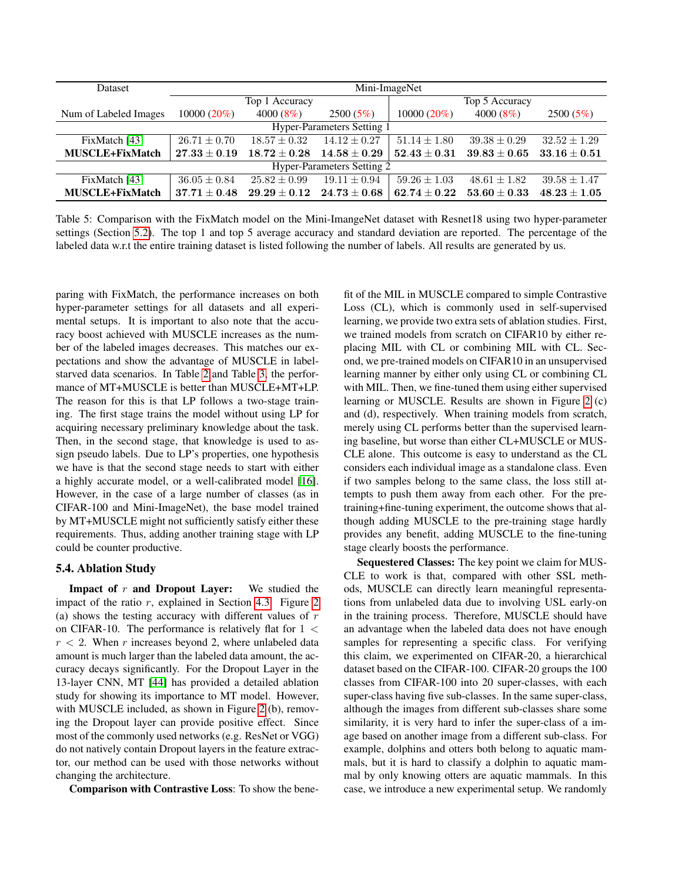| Dataset | Mini-ImageNet | | | | | |
|---|---|---|---|---|---|---|
| | Top 1 Accuracy | | | Top 5 Accuracy | | |
| Num of Labeled Images | 10000 (20%) | 4000 (8%) | 2500 (5%) | 10000 (20%) | 4000 (8%) | 2500 (5%) |
| Hyper-Parameters Setting 1 | | | | | | |
| FixMatch [43] | $26.71 \pm 0.70$ | $18.57 \pm 0.32$ | $14.12 \pm 0.27$ | $51.14 \pm 1.80$ | $39.38 \pm 0.29$ | $32.52 \pm 1.29$ |
| **MUSCLE+FixMatch** | $\mathbf{27.33 \pm 0.19}$ | $\mathbf{18.72 \pm 0.28}$ | $\mathbf{14.58 \pm 0.29}$ | $\mathbf{52.43 \pm 0.31}$ | $\mathbf{39.83 \pm 0.65}$ | $\mathbf{33.16 \pm 0.51}$ |
| Hyper-Parameters Setting 2 | | | | | | |
| FixMatch [43] | $36.05 \pm 0.84$ | $25.82 \pm 0.99$ | $19.11 \pm 0.94$ | $59.26 \pm 1.03$ | $48.61 \pm 1.82$ | $39.58 \pm 1.47$ |
| **MUSCLE+FixMatch** | $\mathbf{37.71 \pm 0.48}$ | $\mathbf{29.29 \pm 0.12}$ | $\mathbf{24.73 \pm 0.68}$ | $\mathbf{62.74 \pm 0.22}$ | $\mathbf{53.60 \pm 0.33}$ | $\mathbf{48.23 \pm 1.05}$ |

Table 5: Comparison with the FixMatch model on the Mini-ImangeNet dataset with Resnet18 using two hyper-parameter settings (Section 5.2). The top 1 and top 5 average accuracy and standard deviation are reported. The percentage of the labeled data w.r.t the entire training dataset is listed following the number of labels. All results are generated by us.

paring with FixMatch, the performance increases on both hyper-parameter settings for all datasets and all experimental setups. It is important to also note that the accuracy boost achieved with MUSCLE increases as the number of the labeled images decreases. This matches our expectations and show the advantage of MUSCLE in label-starved data scenarios. In Table 2 and Table 3, the performance of MT+MUSCLE is better than MUSCLE+MT+LP. The reason for this is that LP follows a two-stage training. The first stage trains the model without using LP for acquiring necessary preliminary knowledge about the task. Then, in the second stage, that knowledge is used to assign pseudo labels. Due to LP's properties, one hypothesis we have is that the second stage needs to start with either a highly accurate model, or a well-calibrated model [16]. However, in the case of a large number of classes (as in CIFAR-100 and Mini-ImageNet), the base model trained by MT+MUSCLE might not sufficiently satisfy either these requirements. Thus, adding another training stage with LP could be counter productive.

## 5.4. Ablation Study

**Impact of $r$ and Dropout Layer:** We studied the impact of the ratio $r$, explained in Section 4.3. Figure 2 (a) shows the testing accuracy with different values of $r$ on CIFAR-10. The performance is relatively flat for $1 < r < 2$. When $r$ increases beyond 2, where unlabeled data amount is much larger than the labeled data amount, the accuracy decays significantly. For the Dropout Layer in the 13-layer CNN, MT [44] has provided a detailed ablation study for showing its importance to MT model. However, with MUSCLE included, as shown in Figure 2 (b), removing the Dropout layer can provide positive effect. Since most of the commonly used networks (e.g. ResNet or VGG) do not natively contain Dropout layers in the feature extractor, our method can be used with those networks without changing the architecture.

**Comparison with Contrastive Loss**: To show the benefit of the MIL in MUSCLE compared to simple Contrastive Loss (CL), which is commonly used in self-supervised learning, we provide two extra sets of ablation studies. First, we trained models from scratch on CIFAR10 by either replacing MIL with CL or combining MIL with CL. Second, we pre-trained models on CIFAR10 in an unsupervised learning manner by either only using CL or combining CL with MIL. Then, we fine-tuned them using either supervised learning or MUSCLE. Results are shown in Figure 2 (c) and (d), respectively. When training models from scratch, merely using CL performs better than the supervised learning baseline, but worse than either CL+MUSCLE or MUSCLE alone. This outcome is easy to understand as the CL considers each individual image as a standalone class. Even if two samples belong to the same class, the loss still attempts to push them away from each other. For the pre-training+fine-tuning experiment, the outcome shows that although adding MUSCLE to the pre-training stage hardly provides any benefit, adding MUSCLE to the fine-tuning stage clearly boosts the performance.

**Sequestered Classes:** The key point we claim for MUSCLE to work is that, compared with other SSL methods, MUSCLE can directly learn meaningful representations from unlabeled data due to involving USL early-on in the training process. Therefore, MUSCLE should have an advantage when the labeled data does not have enough samples for representing a specific class. For verifying this claim, we experimented on CIFAR-20, a hierarchical dataset based on the CIFAR-100. CIFAR-20 groups the 100 classes from CIFAR-100 into 20 super-classes, with each super-class having five sub-classes. In the same super-class, although the images from different sub-classes share some similarity, it is very hard to infer the super-class of a image based on another image from a different sub-class. For example, dolphins and otters both belong to aquatic mammals, but it is hard to classify a dolphin to aquatic mammal by only knowing otters are aquatic mammals. In this case, we introduce a new experimental setup. We randomly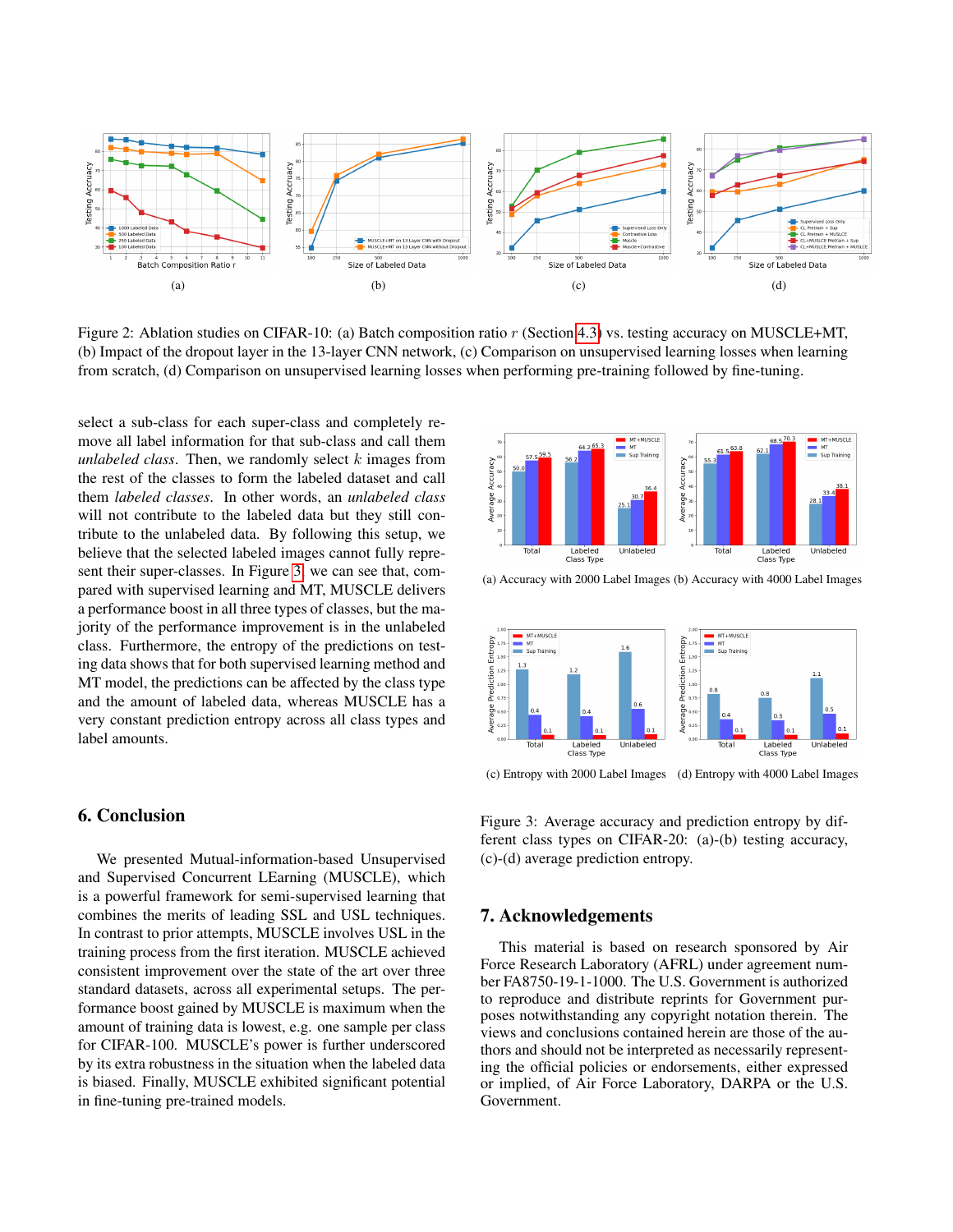Figure 2: Ablation studies on CIFAR-10: (a) Batch composition ratio $r$ (Section 4.3) vs. testing accuracy on MUSCLE+MT, (b) Impact of the dropout layer in the 13-layer CNN network, (c) Comparison on unsupervised learning losses when learning from scratch, (d) Comparison on unsupervised learning losses when performing pre-training followed by fine-tuning.

select a sub-class for each super-class and completely remove all label information for that sub-class and call them *unlabeled class*. Then, we randomly select $k$ images from the rest of the classes to form the labeled dataset and call them *labeled classes*. In other words, an *unlabeled class* will not contribute to the labeled data but they still contribute to the unlabeled data. By following this setup, we believe that the selected labeled images cannot fully represent their super-classes. In Figure 3, we can see that, compared with supervised learning and MT, MUSCLE delivers a performance boost in all three types of classes, but the majority of the performance improvement is in the unlabeled class. Furthermore, the entropy of the predictions on testing data shows that for both supervised learning method and MT model, the predictions can be affected by the class type and the amount of labeled data, whereas MUSCLE has a very constant prediction entropy across all class types and label amounts.

(a) Accuracy with 2000 Label Images (b) Accuracy with 4000 Label Images

(c) Entropy with 2000 Label Images (d) Entropy with 4000 Label Images

Figure 3: Average accuracy and prediction entropy by different class types on CIFAR-20: (a)-(b) testing accuracy, (c)-(d) average prediction entropy.

## 6. Conclusion

We presented Mutual-information-based Unsupervised and Supervised Concurrent LEarning (MUSCLE), which is a powerful framework for semi-supervised learning that combines the merits of leading SSL and USL techniques. In contrast to prior attempts, MUSCLE involves USL in the training process from the first iteration. MUSCLE achieved consistent improvement over the state of the art over three standard datasets, across all experimental setups. The performance boost gained by MUSCLE is maximum when the amount of training data is lowest, e.g. one sample per class for CIFAR-100. MUSCLE's power is further underscored by its extra robustness in the situation when the labeled data is biased. Finally, MUSCLE exhibited significant potential in fine-tuning pre-trained models.

## 7. Acknowledgements

This material is based on research sponsored by Air Force Research Laboratory (AFRL) under agreement number FA8750-19-1-1000. The U.S. Government is authorized to reproduce and distribute reprints for Government purposes notwithstanding any copyright notation therein. The views and conclusions contained herein are those of the authors and should not be interpreted as necessarily representing the official policies or endorsements, either expressed or implied, of Air Force Laboratory, DARPA or the U.S. Government.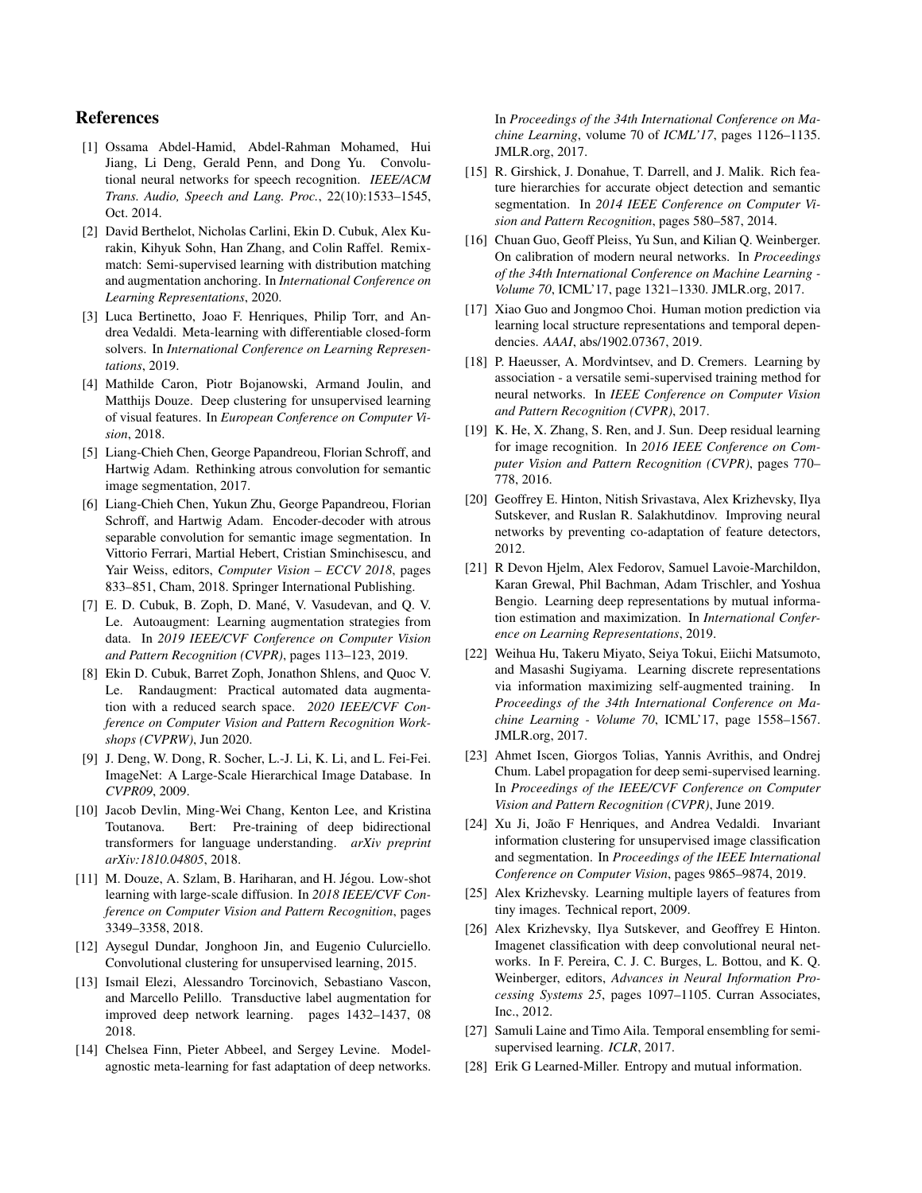## References

[1] Ossama Abdel-Hamid, Abdel-Rahman Mohamed, Hui Jiang, Li Deng, Gerald Penn, and Dong Yu. Convolutional neural networks for speech recognition. *IEEE/ACM Trans. Audio, Speech and Lang. Proc.*, 22(10):1533–1545, Oct. 2014.

[2] David Berthelot, Nicholas Carlini, Ekin D. Cubuk, Alex Kurakin, Kihyuk Sohn, Han Zhang, and Colin Raffel. Remixmatch: Semi-supervised learning with distribution matching and augmentation anchoring. In *International Conference on Learning Representations*, 2020.

[3] Luca Bertinetto, Joao F. Henriques, Philip Torr, and Andrea Vedaldi. Meta-learning with differentiable closed-form solvers. In *International Conference on Learning Representations*, 2019.

[4] Mathilde Caron, Piotr Bojanowski, Armand Joulin, and Matthijs Douze. Deep clustering for unsupervised learning of visual features. In *European Conference on Computer Vision*, 2018.

[5] Liang-Chieh Chen, George Papandreou, Florian Schroff, and Hartwig Adam. Rethinking atrous convolution for semantic image segmentation, 2017.

[6] Liang-Chieh Chen, Yukun Zhu, George Papandreou, Florian Schroff, and Hartwig Adam. Encoder-decoder with atrous separable convolution for semantic image segmentation. In Vittorio Ferrari, Martial Hebert, Cristian Sminchisescu, and Yair Weiss, editors, *Computer Vision – ECCV 2018*, pages 833–851, Cham, 2018. Springer International Publishing.

[7] E. D. Cubuk, B. Zoph, D. Mané, V. Vasudevan, and Q. V. Le. Autoaugment: Learning augmentation strategies from data. In *2019 IEEE/CVF Conference on Computer Vision and Pattern Recognition (CVPR)*, pages 113–123, 2019.

[8] Ekin D. Cubuk, Barret Zoph, Jonathon Shlens, and Quoc V. Le. Randaugment: Practical automated data augmentation with a reduced search space. *2020 IEEE/CVF Conference on Computer Vision and Pattern Recognition Workshops (CVPRW)*, Jun 2020.

[9] J. Deng, W. Dong, R. Socher, L.-J. Li, K. Li, and L. Fei-Fei. ImageNet: A Large-Scale Hierarchical Image Database. In *CVPR09*, 2009.

[10] Jacob Devlin, Ming-Wei Chang, Kenton Lee, and Kristina Toutanova. Bert: Pre-training of deep bidirectional transformers for language understanding. *arXiv preprint arXiv:1810.04805*, 2018.

[11] M. Douze, A. Szlam, B. Hariharan, and H. Jégou. Low-shot learning with large-scale diffusion. In *2018 IEEE/CVF Conference on Computer Vision and Pattern Recognition*, pages 3349–3358, 2018.

[12] Aysegul Dundar, Jonghoon Jin, and Eugenio Culurciello. Convolutional clustering for unsupervised learning, 2015.

[13] Ismail Elezi, Alessandro Torcinovich, Sebastiano Vascon, and Marcello Pelillo. Transductive label augmentation for improved deep network learning. pages 1432–1437, 08 2018.

[14] Chelsea Finn, Pieter Abbeel, and Sergey Levine. Model-agnostic meta-learning for fast adaptation of deep networks. In *Proceedings of the 34th International Conference on Machine Learning*, volume 70 of *ICML'17*, pages 1126–1135. JMLR.org, 2017.

[15] R. Girshick, J. Donahue, T. Darrell, and J. Malik. Rich feature hierarchies for accurate object detection and semantic segmentation. In *2014 IEEE Conference on Computer Vision and Pattern Recognition*, pages 580–587, 2014.

[16] Chuan Guo, Geoff Pleiss, Yu Sun, and Kilian Q. Weinberger. On calibration of modern neural networks. In *Proceedings of the 34th International Conference on Machine Learning - Volume 70*, ICML'17, page 1321–1330. JMLR.org, 2017.

[17] Xiao Guo and Jongmoo Choi. Human motion prediction via learning local structure representations and temporal dependencies. *AAAI*, abs/1902.07367, 2019.

[18] P. Haeusser, A. Mordvintsev, and D. Cremers. Learning by association - a versatile semi-supervised training method for neural networks. In *IEEE Conference on Computer Vision and Pattern Recognition (CVPR)*, 2017.

[19] K. He, X. Zhang, S. Ren, and J. Sun. Deep residual learning for image recognition. In *2016 IEEE Conference on Computer Vision and Pattern Recognition (CVPR)*, pages 770–778, 2016.

[20] Geoffrey E. Hinton, Nitish Srivastava, Alex Krizhevsky, Ilya Sutskever, and Ruslan R. Salakhutdinov. Improving neural networks by preventing co-adaptation of feature detectors, 2012.

[21] R Devon Hjelm, Alex Fedorov, Samuel Lavoie-Marchildon, Karan Grewal, Phil Bachman, Adam Trischler, and Yoshua Bengio. Learning deep representations by mutual information estimation and maximization. In *International Conference on Learning Representations*, 2019.

[22] Weihua Hu, Takeru Miyato, Seiya Tokui, Eiichi Matsumoto, and Masashi Sugiyama. Learning discrete representations via information maximizing self-augmented training. In *Proceedings of the 34th International Conference on Machine Learning - Volume 70*, ICML'17, page 1558–1567. JMLR.org, 2017.

[23] Ahmet Iscen, Giorgos Tolias, Yannis Avrithis, and Ondrej Chum. Label propagation for deep semi-supervised learning. In *Proceedings of the IEEE/CVF Conference on Computer Vision and Pattern Recognition (CVPR)*, June 2019.

[24] Xu Ji, João F Henriques, and Andrea Vedaldi. Invariant information clustering for unsupervised image classification and segmentation. In *Proceedings of the IEEE International Conference on Computer Vision*, pages 9865–9874, 2019.

[25] Alex Krizhevsky. Learning multiple layers of features from tiny images. Technical report, 2009.

[26] Alex Krizhevsky, Ilya Sutskever, and Geoffrey E Hinton. Imagenet classification with deep convolutional neural networks. In F. Pereira, C. J. C. Burges, L. Bottou, and K. Q. Weinberger, editors, *Advances in Neural Information Processing Systems 25*, pages 1097–1105. Curran Associates, Inc., 2012.

[27] Samuli Laine and Timo Aila. Temporal ensembling for semi-supervised learning. *ICLR*, 2017.

[28] Erik G Learned-Miller. Entropy and mutual information.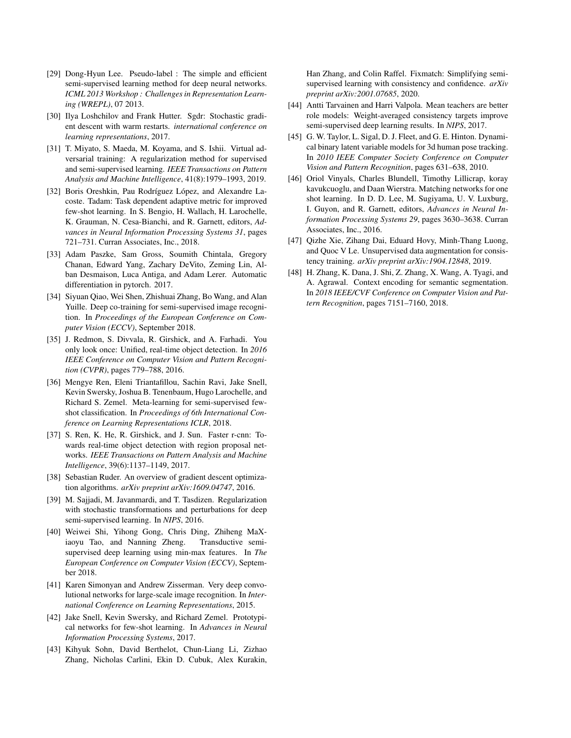[29] Dong-Hyun Lee. Pseudo-label : The simple and efficient semi-supervised learning method for deep neural networks. *ICML 2013 Workshop : Challenges in Representation Learning (WREPL)*, 07 2013.

[30] Ilya Loshchilov and Frank Hutter. Sgdr: Stochastic gradient descent with warm restarts. *international conference on learning representations*, 2017.

[31] T. Miyato, S. Maeda, M. Koyama, and S. Ishii. Virtual adversarial training: A regularization method for supervised and semi-supervised learning. *IEEE Transactions on Pattern Analysis and Machine Intelligence*, 41(8):1979–1993, 2019.

[32] Boris Oreshkin, Pau Rodríguez López, and Alexandre Lacoste. Tadam: Task dependent adaptive metric for improved few-shot learning. In S. Bengio, H. Wallach, H. Larochelle, K. Grauman, N. Cesa-Bianchi, and R. Garnett, editors, *Advances in Neural Information Processing Systems 31*, pages 721–731. Curran Associates, Inc., 2018.

[33] Adam Paszke, Sam Gross, Soumith Chintala, Gregory Chanan, Edward Yang, Zachary DeVito, Zeming Lin, Alban Desmaison, Luca Antiga, and Adam Lerer. Automatic differentiation in pytorch. 2017.

[34] Siyuan Qiao, Wei Shen, Zhishuai Zhang, Bo Wang, and Alan Yuille. Deep co-training for semi-supervised image recognition. In *Proceedings of the European Conference on Computer Vision (ECCV)*, September 2018.

[35] J. Redmon, S. Divvala, R. Girshick, and A. Farhadi. You only look once: Unified, real-time object detection. In *2016 IEEE Conference on Computer Vision and Pattern Recognition (CVPR)*, pages 779–788, 2016.

[36] Mengye Ren, Eleni Triantafillou, Sachin Ravi, Jake Snell, Kevin Swersky, Joshua B. Tenenbaum, Hugo Larochelle, and Richard S. Zemel. Meta-learning for semi-supervised few-shot classification. In *Proceedings of 6th International Conference on Learning Representations ICLR*, 2018.

[37] S. Ren, K. He, R. Girshick, and J. Sun. Faster r-cnn: Towards real-time object detection with region proposal networks. *IEEE Transactions on Pattern Analysis and Machine Intelligence*, 39(6):1137–1149, 2017.

[38] Sebastian Ruder. An overview of gradient descent optimization algorithms. *arXiv preprint arXiv:1609.04747*, 2016.

[39] M. Sajjadi, M. Javanmardi, and T. Tasdizen. Regularization with stochastic transformations and perturbations for deep semi-supervised learning. In *NIPS*, 2016.

[40] Weiwei Shi, Yihong Gong, Chris Ding, Zhiheng MaXiaoyu Tao, and Nanning Zheng. Transductive semi-supervised deep learning using min-max features. In *The European Conference on Computer Vision (ECCV)*, September 2018.

[41] Karen Simonyan and Andrew Zisserman. Very deep convolutional networks for large-scale image recognition. In *International Conference on Learning Representations*, 2015.

[42] Jake Snell, Kevin Swersky, and Richard Zemel. Prototypical networks for few-shot learning. In *Advances in Neural Information Processing Systems*, 2017.

[43] Kihyuk Sohn, David Berthelot, Chun-Liang Li, Zizhao Zhang, Nicholas Carlini, Ekin D. Cubuk, Alex Kurakin, Han Zhang, and Colin Raffel. Fixmatch: Simplifying semi-supervised learning with consistency and confidence. *arXiv preprint arXiv:2001.07685*, 2020.

[44] Antti Tarvainen and Harri Valpola. Mean teachers are better role models: Weight-averaged consistency targets improve semi-supervised deep learning results. In *NIPS*, 2017.

[45] G. W. Taylor, L. Sigal, D. J. Fleet, and G. E. Hinton. Dynamical binary latent variable models for 3d human pose tracking. In *2010 IEEE Computer Society Conference on Computer Vision and Pattern Recognition*, pages 631–638, 2010.

[46] Oriol Vinyals, Charles Blundell, Timothy Lillicrap, koray kavukcuoglu, and Daan Wierstra. Matching networks for one shot learning. In D. D. Lee, M. Sugiyama, U. V. Luxburg, I. Guyon, and R. Garnett, editors, *Advances in Neural Information Processing Systems 29*, pages 3630–3638. Curran Associates, Inc., 2016.

[47] Qizhe Xie, Zihang Dai, Eduard Hovy, Minh-Thang Luong, and Quoc V Le. Unsupervised data augmentation for consistency training. *arXiv preprint arXiv:1904.12848*, 2019.

[48] H. Zhang, K. Dana, J. Shi, Z. Zhang, X. Wang, A. Tyagi, and A. Agrawal. Context encoding for semantic segmentation. In *2018 IEEE/CVF Conference on Computer Vision and Pattern Recognition*, pages 7151–7160, 2018.